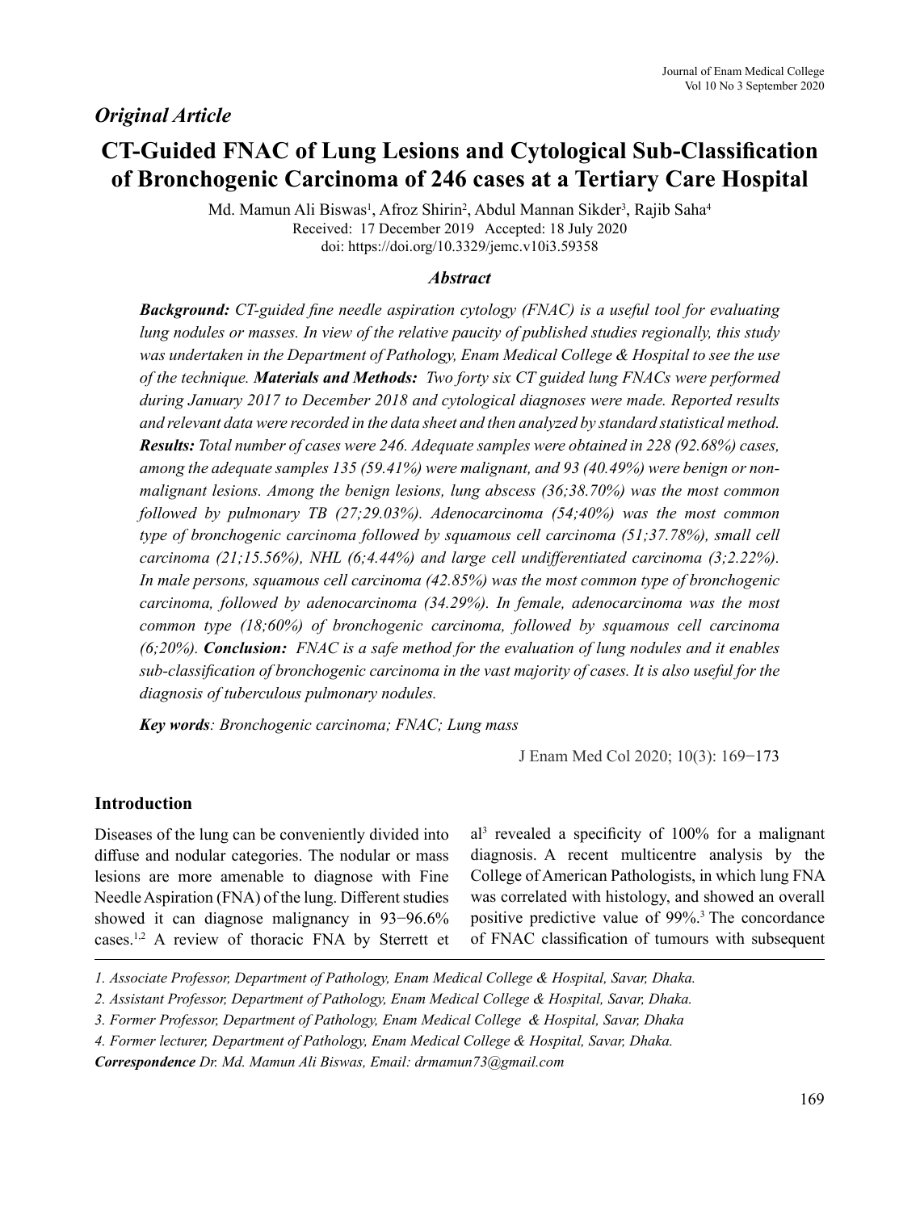*Original Article*

# CT-Guided FNAC of Lung Lesions and Cytological Sub-Classification of Bronchogenic Carcinoma of 246 cases at a Tertiary Care Hospital

Md. Mamun Ali Biswas[1], Afroz Shirin[2], Abdul Mannan Sikder[3], Rajib Saha[4]

Received: 17 December 2019 Accepted: 18 July 2020

doi: https://doi.org/10.3329/jemc.v10i3.59358

### *Abstract*

***Background:*** *CT-guided fine needle aspiration cytology (FNAC) is a useful tool for evaluating lung nodules or masses. In view of the relative paucity of published studies regionally, this study was undertaken in the Department of Pathology, Enam Medical College & Hospital to see the use of the technique.* ***Materials and Methods:*** *Two forty six CT guided lung FNACs were performed during January 2017 to December 2018 and cytological diagnoses were made. Reported results and relevant data were recorded in the data sheet and then analyzed by standard statistical method.* ***Results:*** *Total number of cases were 246. Adequate samples were obtained in 228 (92.68%) cases, among the adequate samples 135 (59.41%) were malignant, and 93 (40.49%) were benign or non-malignant lesions. Among the benign lesions, lung abscess (36;38.70%) was the most common followed by pulmonary TB (27;29.03%). Adenocarcinoma (54;40%) was the most common type of bronchogenic carcinoma followed by squamous cell carcinoma (51;37.78%), small cell carcinoma (21;15.56%), NHL (6;4.44%) and large cell undifferentiated carcinoma (3;2.22%). In male persons, squamous cell carcinoma (42.85%) was the most common type of bronchogenic carcinoma, followed by adenocarcinoma (34.29%). In female, adenocarcinoma was the most common type (18;60%) of bronchogenic carcinoma, followed by squamous cell carcinoma (6;20%).* ***Conclusion:*** *FNAC is a safe method for the evaluation of lung nodules and it enables sub-classification of bronchogenic carcinoma in the vast majority of cases. It is also useful for the diagnosis of tuberculous pulmonary nodules.*

***Key words****: Bronchogenic carcinoma; FNAC; Lung mass*

## Introduction

Diseases of the lung can be conveniently divided into diffuse and nodular categories. The nodular or mass lesions are more amenable to diagnose with Fine Needle Aspiration (FNA) of the lung. Different studies showed it can diagnose malignancy in 93−96.6% cases.[1,2] A review of thoracic FNA by Sterrett et al[3] revealed a specificity of 100% for a malignant diagnosis. A recent multicentre analysis by the College of American Pathologists, in which lung FNA was correlated with histology, and showed an overall positive predictive value of 99%.[3] The concordance of FNAC classification of tumours with subsequent

---

*1. Associate Professor, Department of Pathology, Enam Medical College & Hospital, Savar, Dhaka.*

*2. Assistant Professor, Department of Pathology, Enam Medical College & Hospital, Savar, Dhaka.*

*3. Former Professor, Department of Pathology, Enam Medical College & Hospital, Savar, Dhaka*

*4. Former lecturer, Department of Pathology, Enam Medical College & Hospital, Savar, Dhaka.*

***Correspondence*** *Dr. Md. Mamun Ali Biswas, Email: drmamun73@gmail.com*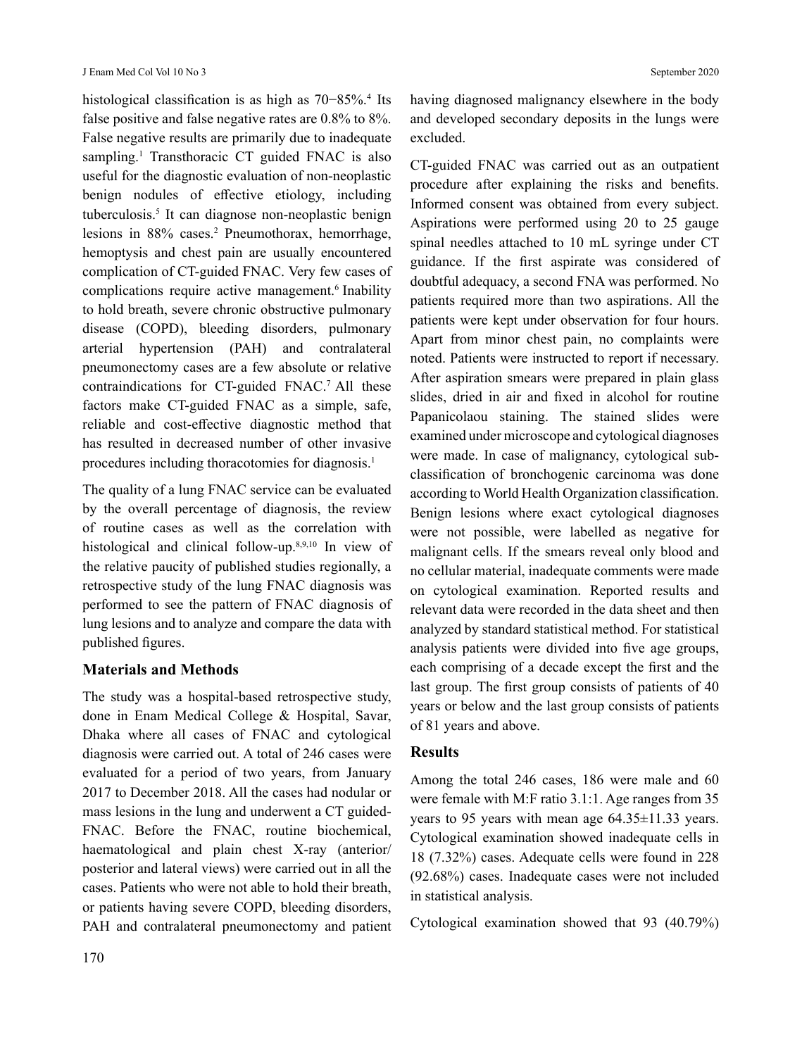histological classification is as high as 70−85%.[4] Its false positive and false negative rates are 0.8% to 8%. False negative results are primarily due to inadequate sampling.[1] Transthoracic CT guided FNAC is also useful for the diagnostic evaluation of non-neoplastic benign nodules of effective etiology, including tuberculosis.[5] It can diagnose non-neoplastic benign lesions in 88% cases.[2] Pneumothorax, hemorrhage, hemoptysis and chest pain are usually encountered complication of CT-guided FNAC. Very few cases of complications require active management.[6] Inability to hold breath, severe chronic obstructive pulmonary disease (COPD), bleeding disorders, pulmonary arterial hypertension (PAH) and contralateral pneumonectomy cases are a few absolute or relative contraindications for CT-guided FNAC.[7] All these factors make CT-guided FNAC as a simple, safe, reliable and cost-effective diagnostic method that has resulted in decreased number of other invasive procedures including thoracotomies for diagnosis.[1]

The quality of a lung FNAC service can be evaluated by the overall percentage of diagnosis, the review of routine cases as well as the correlation with histological and clinical follow-up.[8,9,10] In view of the relative paucity of published studies regionally, a retrospective study of the lung FNAC diagnosis was performed to see the pattern of FNAC diagnosis of lung lesions and to analyze and compare the data with published figures.

## Materials and Methods

The study was a hospital-based retrospective study, done in Enam Medical College & Hospital, Savar, Dhaka where all cases of FNAC and cytological diagnosis were carried out. A total of 246 cases were evaluated for a period of two years, from January 2017 to December 2018. All the cases had nodular or mass lesions in the lung and underwent a CT guided-FNAC. Before the FNAC, routine biochemical, haematological and plain chest X-ray (anterior/posterior and lateral views) were carried out in all the cases. Patients who were not able to hold their breath, or patients having severe COPD, bleeding disorders, PAH and contralateral pneumonectomy and patient having diagnosed malignancy elsewhere in the body and developed secondary deposits in the lungs were excluded.

CT-guided FNAC was carried out as an outpatient procedure after explaining the risks and benefits. Informed consent was obtained from every subject. Aspirations were performed using 20 to 25 gauge spinal needles attached to 10 mL syringe under CT guidance. If the first aspirate was considered of doubtful adequacy, a second FNA was performed. No patients required more than two aspirations. All the patients were kept under observation for four hours. Apart from minor chest pain, no complaints were noted. Patients were instructed to report if necessary. After aspiration smears were prepared in plain glass slides, dried in air and fixed in alcohol for routine Papanicolaou staining. The stained slides were examined under microscope and cytological diagnoses were made. In case of malignancy, cytological sub-classification of bronchogenic carcinoma was done according to World Health Organization classification. Benign lesions where exact cytological diagnoses were not possible, were labelled as negative for malignant cells. If the smears reveal only blood and no cellular material, inadequate comments were made on cytological examination. Reported results and relevant data were recorded in the data sheet and then analyzed by standard statistical method. For statistical analysis patients were divided into five age groups, each comprising of a decade except the first and the last group. The first group consists of patients of 40 years or below and the last group consists of patients of 81 years and above.

## Results

Among the total 246 cases, 186 were male and 60 were female with M:F ratio 3.1:1. Age ranges from 35 years to 95 years with mean age 64.35±11.33 years. Cytological examination showed inadequate cells in 18 (7.32%) cases. Adequate cells were found in 228 (92.68%) cases. Inadequate cases were not included in statistical analysis.

Cytological examination showed that 93 (40.79%)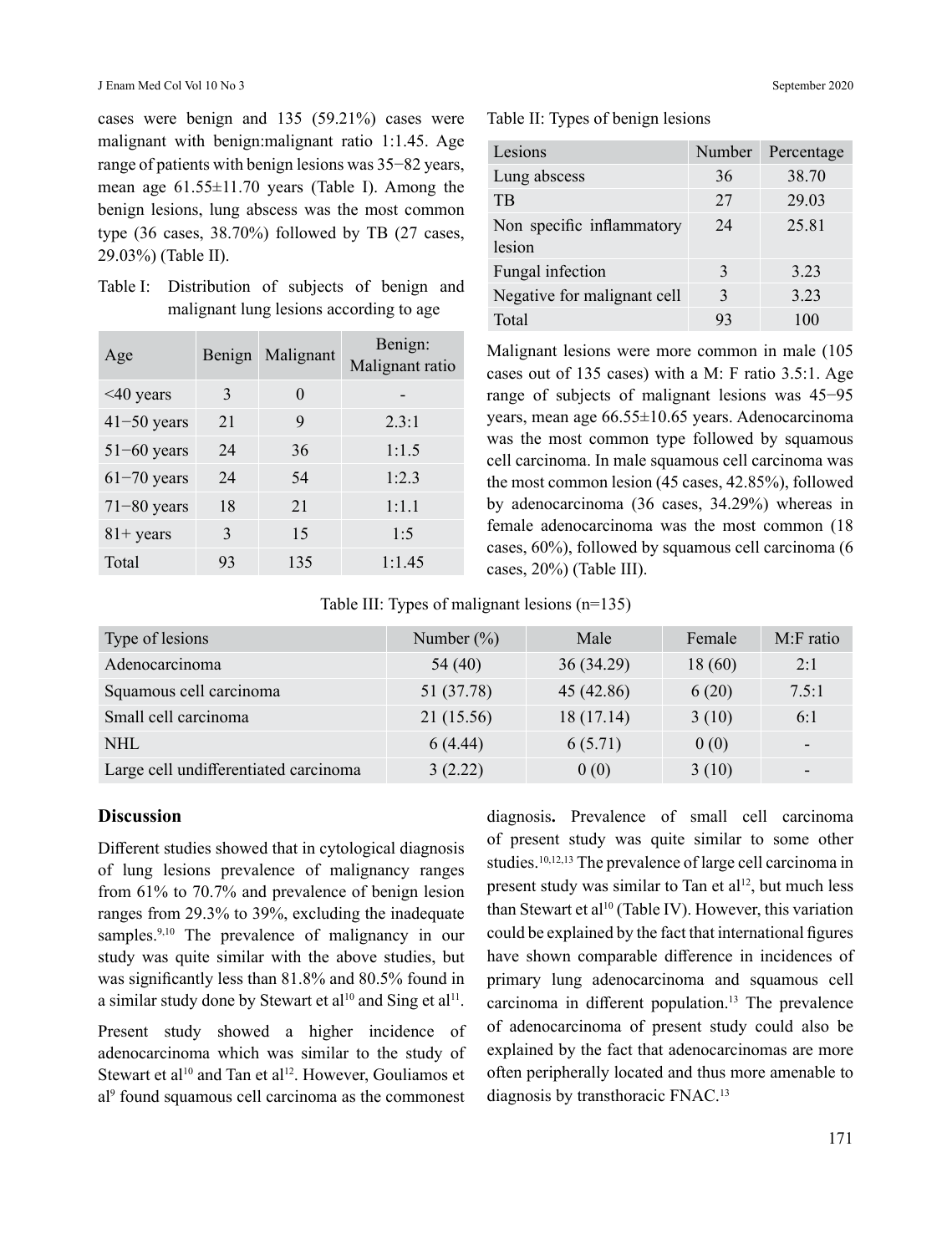cases were benign and 135 (59.21%) cases were malignant with benign:malignant ratio 1:1.45. Age range of patients with benign lesions was 35−82 years, mean age 61.55±11.70 years (Table I). Among the benign lesions, lung abscess was the most common type (36 cases, 38.70%) followed by TB (27 cases, 29.03%) (Table II).

Table I: Distribution of subjects of benign and malignant lung lesions according to age

| Age | Benign | Malignant | Benign: Malignant ratio |
|---|---|---|---|
| <40 years | 3 | 0 | - |
| 41−50 years | 21 | 9 | 2.3:1 |
| 51−60 years | 24 | 36 | 1:1.5 |
| 61−70 years | 24 | 54 | 1:2.3 |
| 71−80 years | 18 | 21 | 1:1.1 |
| 81+ years | 3 | 15 | 1:5 |
| Total | 93 | 135 | 1:1.45 |

Table II: Types of benign lesions

| Lesions | Number | Percentage |
|---|---|---|
| Lung abscess | 36 | 38.70 |
| TB | 27 | 29.03 |
| Non specific inflammatory lesion | 24 | 25.81 |
| Fungal infection | 3 | 3.23 |
| Negative for malignant cell | 3 | 3.23 |
| Total | 93 | 100 |

Malignant lesions were more common in male (105 cases out of 135 cases) with a M: F ratio 3.5:1. Age range of subjects of malignant lesions was 45−95 years, mean age 66.55±10.65 years. Adenocarcinoma was the most common type followed by squamous cell carcinoma. In male squamous cell carcinoma was the most common lesion (45 cases, 42.85%), followed by adenocarcinoma (36 cases, 34.29%) whereas in female adenocarcinoma was the most common (18 cases, 60%), followed by squamous cell carcinoma (6 cases, 20%) (Table III).

Table III: Types of malignant lesions (n=135)

| Type of lesions | Number (%) | Male | Female | M:F ratio |
|---|---|---|---|---|
| Adenocarcinoma | 54 (40) | 36 (34.29) | 18 (60) | 2:1 |
| Squamous cell carcinoma | 51 (37.78) | 45 (42.86) | 6 (20) | 7.5:1 |
| Small cell carcinoma | 21 (15.56) | 18 (17.14) | 3 (10) | 6:1 |
| NHL | 6 (4.44) | 6 (5.71) | 0 (0) | - |
| Large cell undifferentiated carcinoma | 3 (2.22) | 0 (0) | 3 (10) | - |

## Discussion

Different studies showed that in cytological diagnosis of lung lesions prevalence of malignancy ranges from 61% to 70.7% and prevalence of benign lesion ranges from 29.3% to 39%, excluding the inadequate samples.[9,10] The prevalence of malignancy in our study was quite similar with the above studies, but was significantly less than 81.8% and 80.5% found in a similar study done by Stewart et al[10] and Sing et al[11].

Present study showed a higher incidence of adenocarcinoma which was similar to the study of Stewart et al[10] and Tan et al[12]. However, Gouliamos et al[9] found squamous cell carcinoma as the commonest diagnosis**.** Prevalence of small cell carcinoma of present study was quite similar to some other studies.[10,12,13] The prevalence of large cell carcinoma in present study was similar to Tan et al[12], but much less than Stewart et al[10] (Table IV). However, this variation could be explained by the fact that international figures have shown comparable difference in incidences of primary lung adenocarcinoma and squamous cell carcinoma in different population.[13] The prevalence of adenocarcinoma of present study could also be explained by the fact that adenocarcinomas are more often peripherally located and thus more amenable to diagnosis by transthoracic FNAC.[13]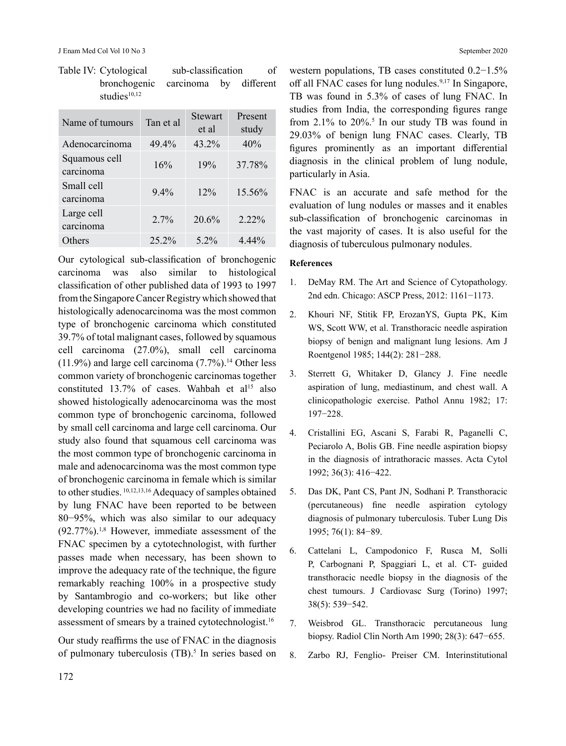Table IV: Cytological sub-classification of bronchogenic carcinoma by different studies[10,12]

| Name of tumours | Tan et al | Stewart et al | Present study |
|---|---|---|---|
| Adenocarcinoma | 49.4% | 43.2% | 40% |
| Squamous cell carcinoma | 16% | 19% | 37.78% |
| Small cell carcinoma | 9.4% | 12% | 15.56% |
| Large cell carcinoma | 2.7% | 20.6% | 2.22% |
| Others | 25.2% | 5.2% | 4.44% |

Our cytological sub-classification of bronchogenic carcinoma was also similar to histological classification of other published data of 1993 to 1997 from the Singapore Cancer Registry which showed that histologically adenocarcinoma was the most common type of bronchogenic carcinoma which constituted 39.7% of total malignant cases, followed by squamous cell carcinoma (27.0%), small cell carcinoma (11.9%) and large cell carcinoma (7.7%).[14] Other less common variety of bronchogenic carcinomas together constituted 13.7% of cases. Wahbah et al[15] also showed histologically adenocarcinoma was the most common type of bronchogenic carcinoma, followed by small cell carcinoma and large cell carcinoma. Our study also found that squamous cell carcinoma was the most common type of bronchogenic carcinoma in male and adenocarcinoma was the most common type of bronchogenic carcinoma in female which is similar to other studies.[10,12,13,16] Adequacy of samples obtained by lung FNAC have been reported to be between 80−95%, which was also similar to our adequacy (92.77%).[1,8] However, immediate assessment of the FNAC specimen by a cytotechnologist, with further passes made when necessary, has been shown to improve the adequacy rate of the technique, the figure remarkably reaching 100% in a prospective study by Santambrogio and co-workers; but like other developing countries we had no facility of immediate assessment of smears by a trained cytotechnologist.[16]

Our study reaffirms the use of FNAC in the diagnosis of pulmonary tuberculosis (TB).[5] In series based on western populations, TB cases constituted 0.2−1.5% off all FNAC cases for lung nodules.[9,17] In Singapore, TB was found in 5.3% of cases of lung FNAC. In studies from India, the corresponding figures range from 2.1% to 20%.[5] In our study TB was found in 29.03% of benign lung FNAC cases. Clearly, TB figures prominently as an important differential diagnosis in the clinical problem of lung nodule, particularly in Asia.

FNAC is an accurate and safe method for the evaluation of lung nodules or masses and it enables sub-classification of bronchogenic carcinomas in the vast majority of cases. It is also useful for the diagnosis of tuberculous pulmonary nodules.

**References**

1. DeMay RM. The Art and Science of Cytopathology. 2nd edn. Chicago: ASCP Press, 2012: 1161−1173.
2. Khouri NF, Stitik FP, ErozanYS, Gupta PK, Kim WS, Scott WW, et al. Transthoracic needle aspiration biopsy of benign and malignant lung lesions. Am J Roentgenol 1985; 144(2): 281−288.
3. Sterrett G, Whitaker D, Glancy J. Fine needle aspiration of lung, mediastinum, and chest wall. A clinicopathologic exercise. Pathol Annu 1982; 17: 197−228.
4. Cristallini EG, Ascani S, Farabi R, Paganelli C, Peciarolo A, Bolis GB. Fine needle aspiration biopsy in the diagnosis of intrathoracic masses. Acta Cytol 1992; 36(3): 416−422.
5. Das DK, Pant CS, Pant JN, Sodhani P. Transthoracic (percutaneous) fine needle aspiration cytology diagnosis of pulmonary tuberculosis. Tuber Lung Dis 1995; 76(1): 84−89.
6. Cattelani L, Campodonico F, Rusca M, Solli P, Carbognani P, Spaggiari L, et al. CT- guided transthoracic needle biopsy in the diagnosis of the chest tumours. J Cardiovasc Surg (Torino) 1997; 38(5): 539−542.
7. Weisbrod GL. Transthoracic percutaneous lung biopsy. Radiol Clin North Am 1990; 28(3): 647−655.
8. Zarbo RJ, Fenglio- Preiser CM. Interinstitutional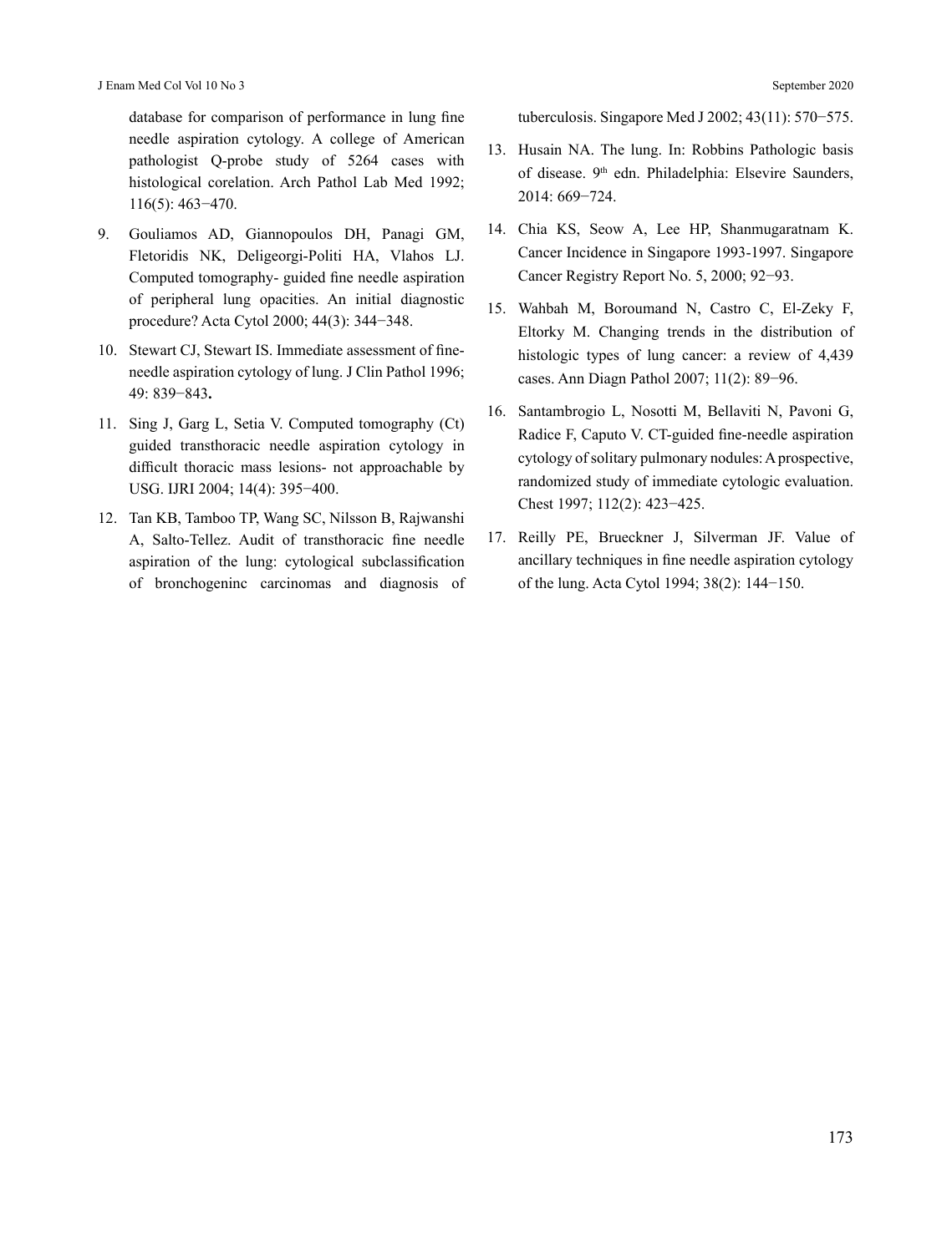database for comparison of performance in lung fine needle aspiration cytology. A college of American pathologist Q-probe study of 5264 cases with histological corelation. Arch Pathol Lab Med 1992; 116(5): 463−470.

9. Gouliamos AD, Giannopoulos DH, Panagi GM, Fletoridis NK, Deligeorgi-Politi HA, Vlahos LJ. Computed tomography- guided fine needle aspiration of peripheral lung opacities. An initial diagnostic procedure? Acta Cytol 2000; 44(3): 344−348.

10. Stewart CJ, Stewart IS. Immediate assessment of fine-needle aspiration cytology of lung. J Clin Pathol 1996; 49: 839−843**.**

11. Sing J, Garg L, Setia V. Computed tomography (Ct) guided transthoracic needle aspiration cytology in difficult thoracic mass lesions- not approachable by USG. IJRI 2004; 14(4): 395−400.

12. Tan KB, Tamboo TP, Wang SC, Nilsson B, Rajwanshi A, Salto-Tellez. Audit of transthoracic fine needle aspiration of the lung: cytological subclassification of bronchogeninc carcinomas and diagnosis of tuberculosis. Singapore Med J 2002; 43(11): 570−575.

13. Husain NA. The lung. In: Robbins Pathologic basis of disease. 9th edn. Philadelphia: Elsevire Saunders, 2014: 669−724.

14. Chia KS, Seow A, Lee HP, Shanmugaratnam K. Cancer Incidence in Singapore 1993-1997. Singapore Cancer Registry Report No. 5, 2000; 92−93.

15. Wahbah M, Boroumand N, Castro C, El-Zeky F, Eltorky M. Changing trends in the distribution of histologic types of lung cancer: a review of 4,439 cases. Ann Diagn Pathol 2007; 11(2): 89−96.

16. Santambrogio L, Nosotti M, Bellaviti N, Pavoni G, Radice F, Caputo V. CT-guided fine-needle aspiration cytology of solitary pulmonary nodules: A prospective, randomized study of immediate cytologic evaluation. Chest 1997; 112(2): 423−425.

17. Reilly PE, Brueckner J, Silverman JF. Value of ancillary techniques in fine needle aspiration cytology of the lung. Acta Cytol 1994; 38(2): 144−150.